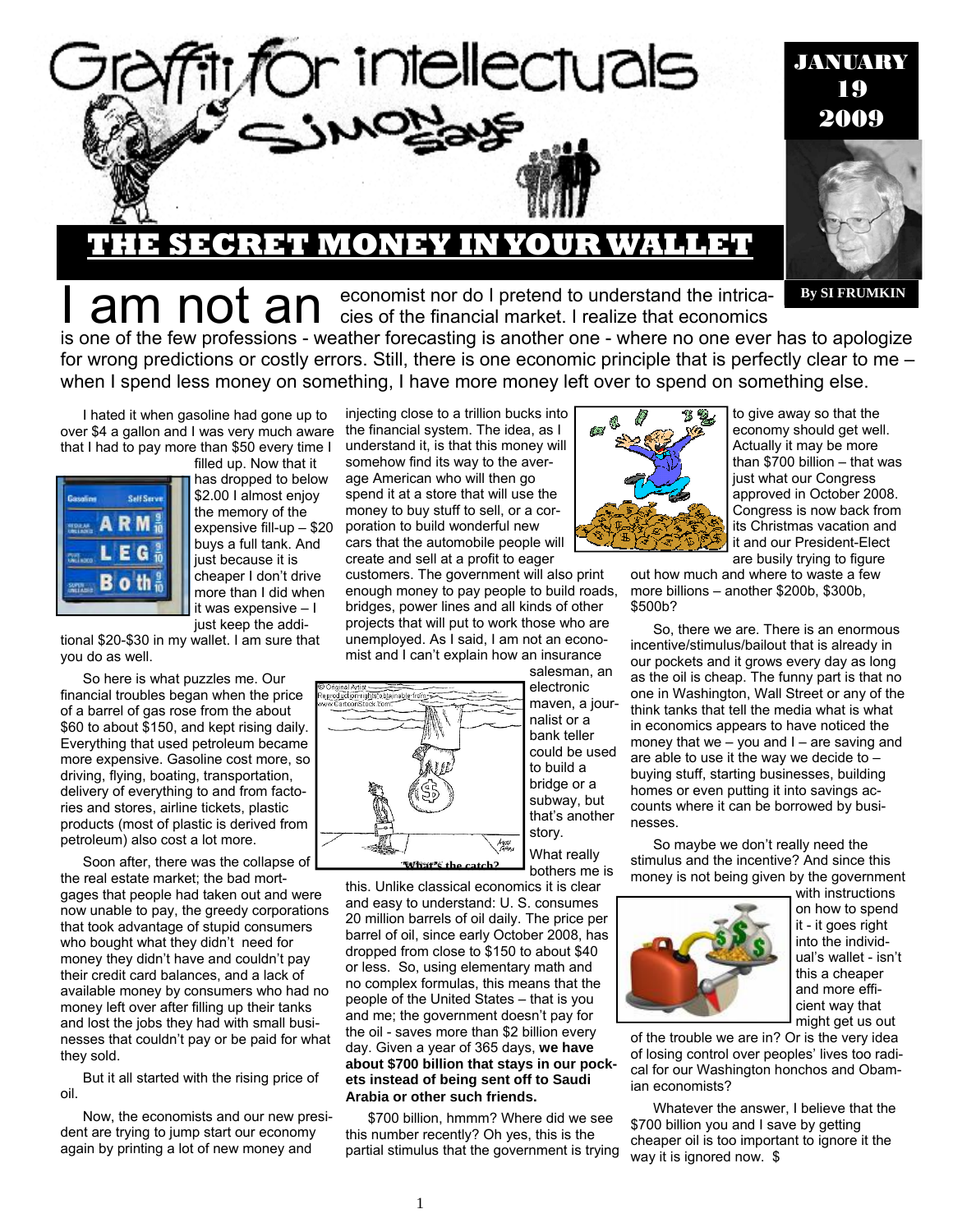# Graffiti for intellectuals

## Simon Says

JANUARY 19 2009

# THE SECRET MONEY IN YOUR WALLET

By SI FRUMKIN

I am not an economist nor do I pretend to understand the intricacies of the financial market. I realize that economics is one of the few professions - weather forecasting is another one - where no one ever has to apologize for wrong predictions or costly errors. Still, there is one economic principle that is perfectly clear to me – when I spend less money on something, I have more money left over to spend on something else.

I hated it when gasoline had gone up to over $4 a gallon and I was very much aware that I had to pay more than $50 every time I filled up. Now that it has dropped to below $2.00 I almost enjoy the memory of the expensive fill-up – $20 buys a full tank. And just because it is cheaper I don't drive more than I did when it was expensive – I just keep the additional $20-$30 in my wallet. I am sure that you do as well.

So here is what puzzles me. Our financial troubles began when the price of a barrel of gas rose from the about $60 to about $150, and kept rising daily. Everything that used petroleum became more expensive. Gasoline cost more, so driving, flying, boating, transportation, delivery of everything to and from factories and stores, airline tickets, plastic products (most of plastic is derived from petroleum) also cost a lot more.

Soon after, there was the collapse of the real estate market; the bad mortgages that people had taken out and were now unable to pay, the greedy corporations that took advantage of stupid consumers who bought what they didn't need for money they didn't have and couldn't pay their credit card balances, and a lack of available money by consumers who had no money left over after filling up their tanks and lost the jobs they had with small businesses that couldn't pay or be paid for what they sold.

But it all started with the rising price of oil.

Now, the economists and our new president are trying to jump start our economy again by printing a lot of new money and injecting close to a trillion bucks into the financial system. The idea, as I understand it, is that this money will somehow find its way to the average American who will then go spend it at a store that will use the money to buy stuff to sell, or a corporation to build wonderful new cars that the automobile people will create and sell at a profit to eager customers. The government will also print enough money to pay people to build roads, bridges, power lines and all kinds of other projects that will put to work those who are unemployed. As I said, I am not an economist and I can't explain how an insurance salesman, an electronic maven, a journalist or a bank teller could be used to build a bridge or a subway, but that's another story.

"What's the catch?"

What really bothers me is this. Unlike classical economics it is clear and easy to understand: U. S. consumes 20 million barrels of oil daily. The price per barrel of oil, since early October 2008, has dropped from close to $150 to about $40 or less. So, using elementary math and no complex formulas, this means that the people of the United States – that is you and me; the government doesn't pay for the oil - saves more than $2 billion every day. Given a year of 365 days, **we have about $700 billion that stays in our pockets instead of being sent off to Saudi Arabia or other such friends.**

$700 billion, hmmm? Where did we see this number recently? Oh yes, this is the partial stimulus that the government is trying to give away so that the economy should get well. Actually it may be more than $700 billion – that was just what our Congress approved in October 2008. Congress is now back from its Christmas vacation and it and our President-Elect are busily trying to figure out how much and where to waste a few more billions – another $200b, $300b, $500b?

So, there we are. There is an enormous incentive/stimulus/bailout that is already in our pockets and it grows every day as long as the oil is cheap. The funny part is that no one in Washington, Wall Street or any of the think tanks that tell the media what is what in economics appears to have noticed the money that we – you and I – are saving and are able to use it the way we decide to – buying stuff, starting businesses, building homes or even putting it into savings accounts where it can be borrowed by businesses.

So maybe we don't really need the stimulus and the incentive? And since this money is not being given by the government with instructions on how to spend it - it goes right into the individual's wallet - isn't this a cheaper and more efficient way that might get us out of the trouble we are in? Or is the very idea of losing control over peoples' lives too radical for our Washington honchos and Obamian economists?

Whatever the answer, I believe that the $700 billion you and I save by getting cheaper oil is too important to ignore it the way it is ignored now. $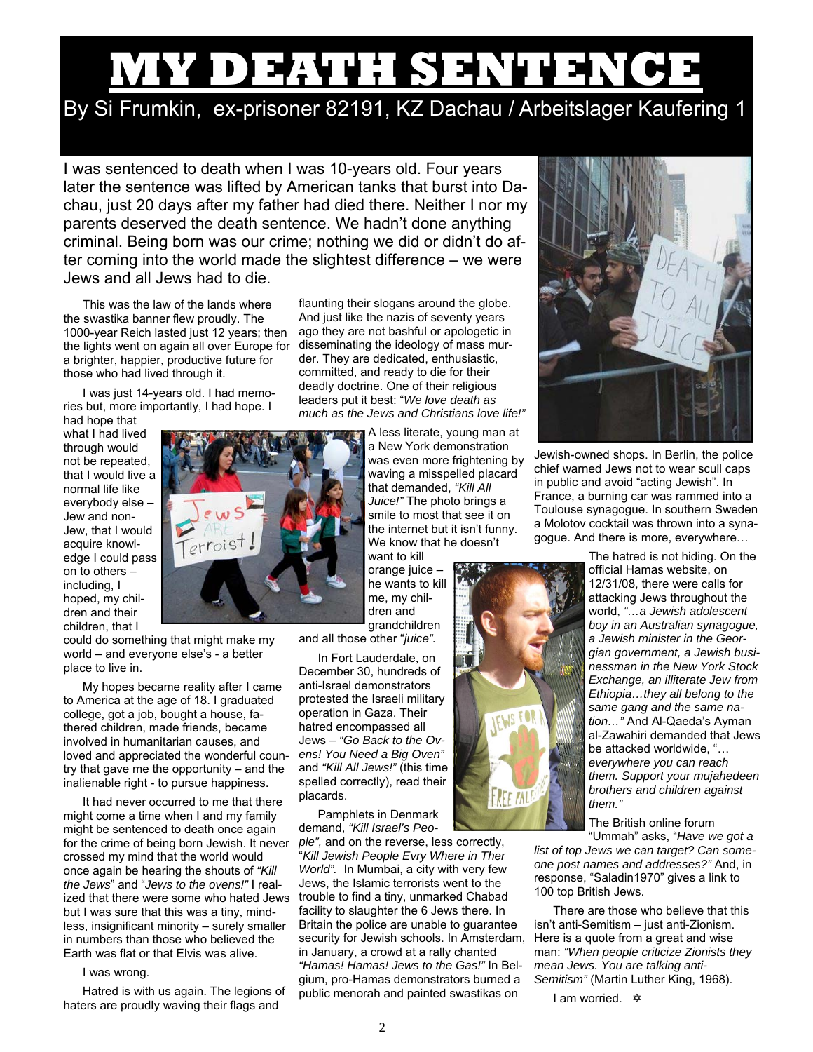# MY DEATH SENTENCE

By Si Frumkin, ex-prisoner 82191, KZ Dachau / Arbeitslager Kaufering 1

I was sentenced to death when I was 10-years old. Four years later the sentence was lifted by American tanks that burst into Dachau, just 20 days after my father had died there. Neither I nor my parents deserved the death sentence. We hadn't done anything criminal. Being born was our crime; nothing we did or didn't do after coming into the world made the slightest difference – we were Jews and all Jews had to die.

This was the law of the lands where the swastika banner flew proudly. The 1000-year Reich lasted just 12 years; then the lights went on again all over Europe for a brighter, happier, productive future for those who had lived through it.

I was just 14-years old. I had memories but, more importantly, I had hope. I had hope that what I had lived through would not be repeated, that I would live a normal life like everybody else – Jew and non-Jew, that I would acquire knowledge I could pass on to others – including, I hoped, my children and their children, that I could do something that might make my world – and everyone else's - a better place to live in.

My hopes became reality after I came to America at the age of 18. I graduated college, got a job, bought a house, fathered children, made friends, became involved in humanitarian causes, and loved and appreciated the wonderful country that gave me the opportunity – and the inalienable right - to pursue happiness.

It had never occurred to me that there might come a time when I and my family might be sentenced to death once again for the crime of being born Jewish. It never crossed my mind that the world would once again be hearing the shouts of *"Kill the Jews"* and "*Jews to the ovens!"* I realized that there were some who hated Jews but I was sure that this was a tiny, mindless, insignificant minority – surely smaller in numbers than those who believed the Earth was flat or that Elvis was alive.

I was wrong.

Hatred is with us again. The legions of haters are proudly waving their flags and flaunting their slogans around the globe. And just like the nazis of seventy years ago they are not bashful or apologetic in disseminating the ideology of mass murder. They are dedicated, enthusiastic, committed, and ready to die for their deadly doctrine. One of their religious leaders put it best: "*We love death as much as the Jews and Christians love life!"*

A less literate, young man at a New York demonstration was even more frightening by waving a misspelled placard that demanded, *"Kill All Juice!"* The photo brings a smile to most that see it on the internet but it isn't funny. We know that he doesn't want to kill orange juice – he wants to kill me, my children and grandchildren and all those other "*juice".*

In Fort Lauderdale, on December 30, hundreds of anti-Israel demonstrators protested the Israeli military operation in Gaza. Their hatred encompassed all Jews – *"Go Back to the Ovens! You Need a Big Oven"* and *"Kill All Jews!"* (this time spelled correctly), read their placards.

Pamphlets in Denmark demand, *"Kill Israel's People",* and on the reverse, less correctly, "*Kill Jewish People Evry Where in Ther World".* In Mumbai, a city with very few Jews, the Islamic terrorists went to the trouble to find a tiny, unmarked Chabad facility to slaughter the 6 Jews there. In Britain the police are unable to guarantee security for Jewish schools. In Amsterdam, in January, a crowd at a rally chanted *"Hamas! Hamas! Jews to the Gas!"* In Belgium, pro-Hamas demonstrators burned a public menorah and painted swastikas on Jewish-owned shops. In Berlin, the police chief warned Jews not to wear scull caps in public and avoid "acting Jewish". In France, a burning car was rammed into a Toulouse synagogue. In southern Sweden a Molotov cocktail was thrown into a synagogue. And there is more, everywhere…

The hatred is not hiding. On the official Hamas website, on 12/31/08, there were calls for attacking Jews throughout the world, *"…a Jewish adolescent boy in an Australian synagogue, a Jewish minister in the Georgian government, a Jewish businessman in the New York Stock Exchange, an illiterate Jew from Ethiopia…they all belong to the same gang and the same nation…"* And Al-Qaeda's Ayman al-Zawahiri demanded that Jews be attacked worldwide, "*…everywhere you can reach them. Support your mujahedeen brothers and children against them."*

The British online forum "Ummah" asks, "*Have we got a list of top Jews we can target? Can someone post names and addresses?"* And, in response, "Saladin1970" gives a link to 100 top British Jews.

There are those who believe that this isn't anti-Semitism – just anti-Zionism. Here is a quote from a great and wise man: *"When people criticize Zionists they mean Jews. You are talking anti-Semitism"* (Martin Luther King, 1968).

I am worried. ✡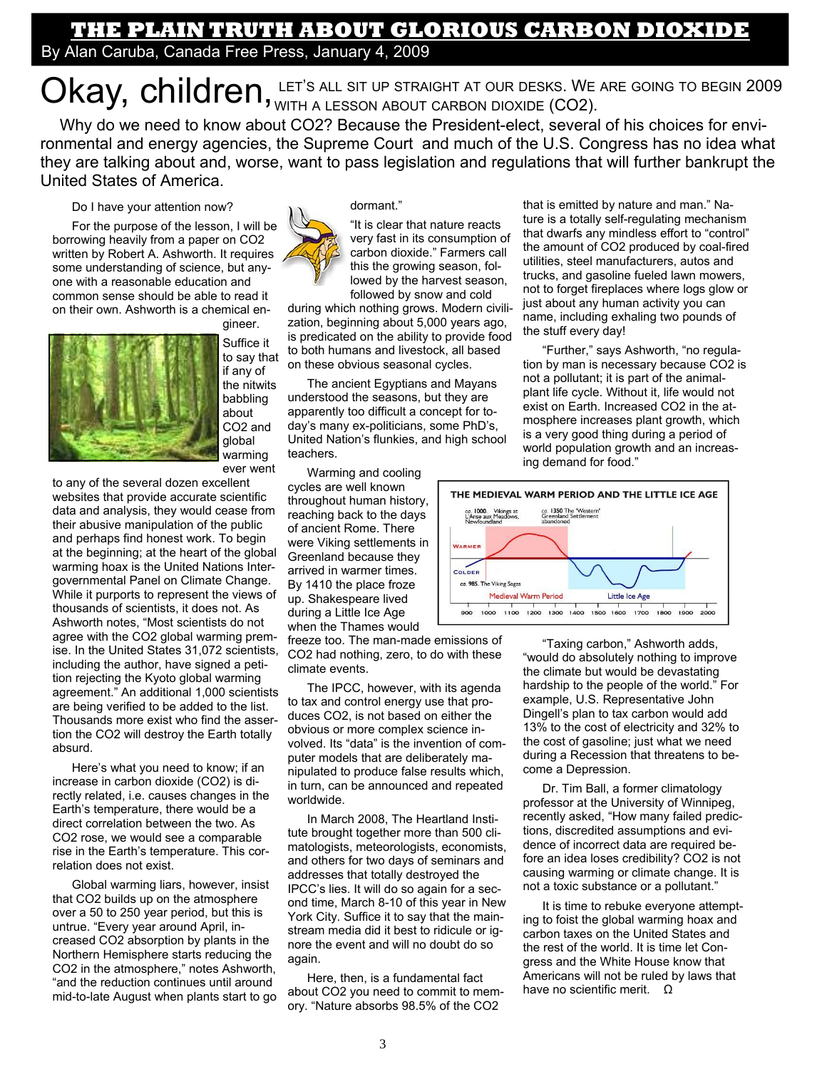# THE PLAIN TRUTH ABOUT GLORIOUS CARBON DIOXIDE

By Alan Caruba, Canada Free Press, January 4, 2009

## Okay, children, LET'S ALL SIT UP STRAIGHT AT OUR DESKS. WE ARE GOING TO BEGIN 2009 WITH A LESSON ABOUT CARBON DIOXIDE (CO2).

Why do we need to know about CO2? Because the President-elect, several of his choices for environmental and energy agencies, the Supreme Court and much of the U.S. Congress has no idea what they are talking about and, worse, want to pass legislation and regulations that will further bankrupt the United States of America.

Do I have your attention now?

For the purpose of the lesson, I will be borrowing heavily from a paper on CO2 written by Robert A. Ashworth. It requires some understanding of science, but anyone with a reasonable education and common sense should be able to read it on their own. Ashworth is a chemical engineer.

Suffice it to say that if any of the nitwits babbling about CO2 and global warming ever went to any of the several dozen excellent websites that provide accurate scientific data and analysis, they would cease from their abusive manipulation of the public and perhaps find honest work. To begin at the beginning; at the heart of the global warming hoax is the United Nations Intergovernmental Panel on Climate Change. While it purports to represent the views of thousands of scientists, it does not. As Ashworth notes, "Most scientists do not agree with the CO2 global warming premise. In the United States 31,072 scientists, including the author, have signed a petition rejecting the Kyoto global warming agreement." An additional 1,000 scientists are being verified to be added to the list. Thousands more exist who find the assertion the CO2 will destroy the Earth totally absurd.

Here's what you need to know; if an increase in carbon dioxide (CO2) is directly related, i.e. causes changes in the Earth's temperature, there would be a direct correlation between the two. As CO2 rose, we would see a comparable rise in the Earth's temperature. This correlation does not exist.

Global warming liars, however, insist that CO2 builds up on the atmosphere over a 50 to 250 year period, but this is untrue. "Every year around April, increased CO2 absorption by plants in the Northern Hemisphere starts reducing the CO2 in the atmosphere," notes Ashworth, "and the reduction continues until around mid-to-late August when plants start to go dormant."

"It is clear that nature reacts very fast in its consumption of carbon dioxide." Farmers call this the growing season, followed by the harvest season, followed by snow and cold during which nothing grows. Modern civilization, beginning about 5,000 years ago, is predicated on the ability to provide food to both humans and livestock, all based on these obvious seasonal cycles.

The ancient Egyptians and Mayans understood the seasons, but they are apparently too difficult a concept for today's many ex-politicians, some PhD's, United Nation's flunkies, and high school teachers.

Warming and cooling cycles are well known throughout human history, reaching back to the days of ancient Rome. There were Viking settlements in Greenland because they arrived in warmer times. By 1410 the place froze up. Shakespeare lived during a Little Ice Age when the Thames would freeze too. The man-made emissions of CO2 had nothing, zero, to do with these climate events.

The IPCC, however, with its agenda to tax and control energy use that produces CO2, is not based on either the obvious or more complex science involved. Its "data" is the invention of computer models that are deliberately manipulated to produce false results which, in turn, can be announced and repeated worldwide.

In March 2008, The Heartland Institute brought together more than 500 climatologists, meteorologists, economists, and others for two days of seminars and addresses that totally destroyed the IPCC's lies. It will do so again for a second time, March 8-10 of this year in New York City. Suffice it to say that the mainstream media did it best to ridicule or ignore the event and will no doubt do so again.

Here, then, is a fundamental fact about CO2 you need to commit to memory. "Nature absorbs 98.5% of the CO2 that is emitted by nature and man." Nature is a totally self-regulating mechanism that dwarfs any mindless effort to "control" the amount of CO2 produced by coal-fired utilities, steel manufacturers, autos and trucks, and gasoline fueled lawn mowers, not to forget fireplaces where logs glow or just about any human activity you can name, including exhaling two pounds of the stuff every day!

"Further," says Ashworth, "no regulation by man is necessary because CO2 is not a pollutant; it is part of the animal-plant life cycle. Without it, life would not exist on Earth. Increased CO2 in the atmosphere increases plant growth, which is a very good thing during a period of world population growth and an increasing demand for food."

THE MEDIEVAL WARM PERIOD AND THE LITTLE ICE AGE

"Taxing carbon," Ashworth adds, "would do absolutely nothing to improve the climate but would be devastating hardship to the people of the world." For example, U.S. Representative John Dingell's plan to tax carbon would add 13% to the cost of electricity and 32% to the cost of gasoline; just what we need during a Recession that threatens to become a Depression.

Dr. Tim Ball, a former climatology professor at the University of Winnipeg, recently asked, "How many failed predictions, discredited assumptions and evidence of incorrect data are required before an idea loses credibility? CO2 is not causing warming or climate change. It is not a toxic substance or a pollutant."

It is time to rebuke everyone attempting to foist the global warming hoax and carbon taxes on the United States and the rest of the world. It is time let Congress and the White House know that Americans will not be ruled by laws that have no scientific merit. Ω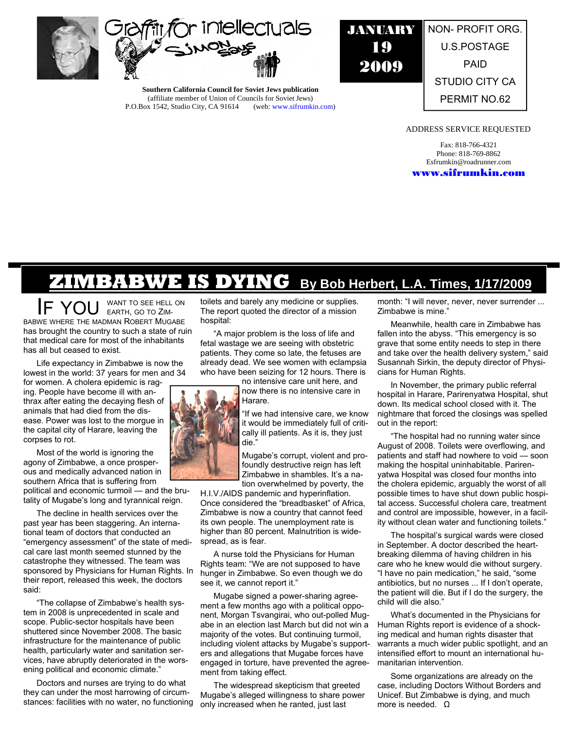Graffiti for intellectuals — Simon Says

**Southern California Council for Soviet Jews publication**
(affiliate member of Union of Councils for Soviet Jews)
P.O.Box 1542, Studio City, CA 91614 (web: www.sifrumkin.com)

**JANUARY 19 2009**

NON- PROFIT ORG.
U.S.POSTAGE
PAID
STUDIO CITY CA
PERMIT NO.62

ADDRESS SERVICE REQUESTED

Fax: 818-766-4321
Phone: 818-769-8862
Esfrumkin@roadrunner.com
**www.sifrumkin.com**

# ZIMBABWE IS DYING By Bob Herbert, L.A. Times, 1/17/2009

IF YOU WANT TO SEE HELL ON EARTH, GO TO ZIMBABWE WHERE THE MADMAN ROBERT MUGABE has brought the country to such a state of ruin that medical care for most of the inhabitants has all but ceased to exist.

Life expectancy in Zimbabwe is now the lowest in the world: 37 years for men and 34 for women. A cholera epidemic is raging. People have become ill with anthrax after eating the decaying flesh of animals that had died from the disease. Power was lost to the morgue in the capital city of Harare, leaving the corpses to rot.

Most of the world is ignoring the agony of Zimbabwe, a once prosperous and medically advanced nation in southern Africa that is suffering from political and economic turmoil — and the brutality of Mugabe's long and tyrannical reign.

The decline in health services over the past year has been staggering. An international team of doctors that conducted an "emergency assessment" of the state of medical care last month seemed stunned by the catastrophe they witnessed. The team was sponsored by Physicians for Human Rights. In their report, released this week, the doctors said:

"The collapse of Zimbabwe's health system in 2008 is unprecedented in scale and scope. Public-sector hospitals have been shuttered since November 2008. The basic infrastructure for the maintenance of public health, particularly water and sanitation services, have abruptly deteriorated in the worsening political and economic climate."

Doctors and nurses are trying to do what they can under the most harrowing of circumstances: facilities with no water, no functioning toilets and barely any medicine or supplies. The report quoted the director of a mission hospital:

"A major problem is the loss of life and fetal wastage we are seeing with obstetric patients. They come so late, the fetuses are already dead. We see women with eclampsia who have been seizing for 12 hours. There is no intensive care unit here, and now there is no intensive care in Harare.

"If we had intensive care, we know it would be immediately full of critically ill patients. As it is, they just die."

Mugabe's corrupt, violent and profoundly destructive reign has left Zimbabwe in shambles. It's a nation overwhelmed by poverty, the H.I.V./AIDS pandemic and hyperinflation. Once considered the "breadbasket" of Africa, Zimbabwe is now a country that cannot feed its own people. The unemployment rate is higher than 80 percent. Malnutrition is widespread, as is fear.

A nurse told the Physicians for Human Rights team: "We are not supposed to have hunger in Zimbabwe. So even though we do see it, we cannot report it."

Mugabe signed a power-sharing agreement a few months ago with a political opponent, Morgan Tsvangirai, who out-polled Mugabe in an election last March but did not win a majority of the votes. But continuing turmoil, including violent attacks by Mugabe's supporters and allegations that Mugabe forces have engaged in torture, have prevented the agreement from taking effect.

The widespread skepticism that greeted Mugabe's alleged willingness to share power only increased when he ranted, just last month: "I will never, never, never surrender ... Zimbabwe is mine."

Meanwhile, health care in Zimbabwe has fallen into the abyss. "This emergency is so grave that some entity needs to step in there and take over the health delivery system," said Susannah Sirkin, the deputy director of Physicians for Human Rights.

In November, the primary public referral hospital in Harare, Parirenyatwa Hospital, shut down. Its medical school closed with it. The nightmare that forced the closings was spelled out in the report:

"The hospital had no running water since August of 2008. Toilets were overflowing, and patients and staff had nowhere to void — soon making the hospital uninhabitable. Parirenyatwa Hospital was closed four months into the cholera epidemic, arguably the worst of all possible times to have shut down public hospital access. Successful cholera care, treatment and control are impossible, however, in a facility without clean water and functioning toilets."

The hospital's surgical wards were closed in September. A doctor described the heartbreaking dilemma of having children in his care who he knew would die without surgery. "I have no pain medication," he said, "some antibiotics, but no nurses ... If I don't operate, the patient will die. But if I do the surgery, the child will die also."

What's documented in the Physicians for Human Rights report is evidence of a shocking medical and human rights disaster that warrants a much wider public spotlight, and an intensified effort to mount an international humanitarian intervention.

Some organizations are already on the case, including Doctors Without Borders and Unicef. But Zimbabwe is dying, and much more is needed. Ω